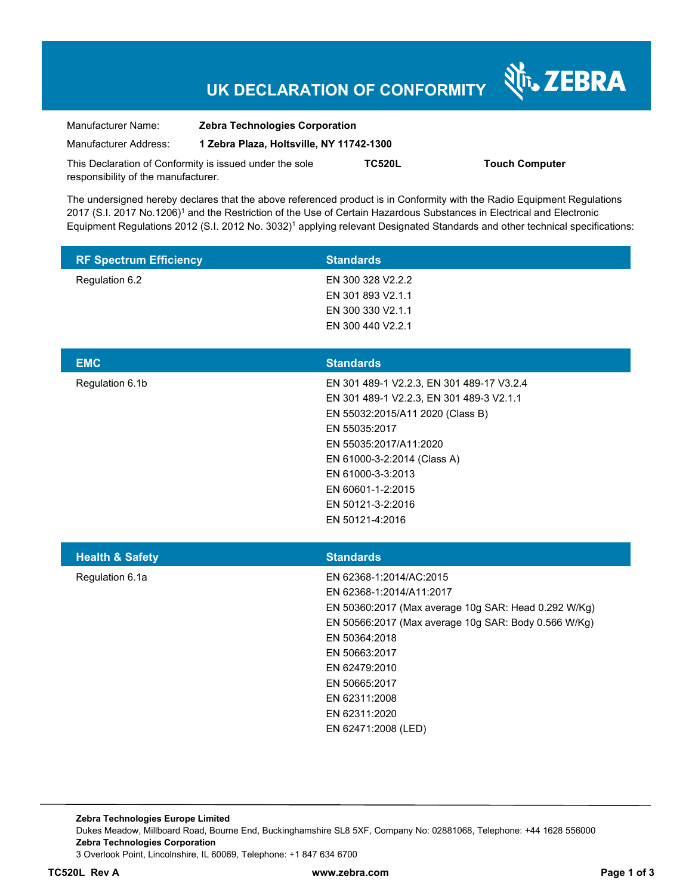# UK DECLARATION OF CONFORMITY

ZEBRA

| | |
|---|---|
| Manufacturer Name: | **Zebra Technologies Corporation** |
| Manufacturer Address: | **1 Zebra Plaza, Holtsville, NY 11742-1300** |

This Declaration of Conformity is issued under the sole responsibility of the manufacturer. **TC520L** **Touch Computer**

The undersigned hereby declares that the above referenced product is in Conformity with the Radio Equipment Regulations 2017 (S.I. 2017 No.1206)[1] and the Restriction of the Use of Certain Hazardous Substances in Electrical and Electronic Equipment Regulations 2012 (S.I. 2012 No. 3032)[1] applying relevant Designated Standards and other technical specifications:

| RF Spectrum Efficiency | Standards |
|---|---|
| Regulation 6.2 | EN 300 328 V2.2.2<br>EN 301 893 V2.1.1<br>EN 300 330 V2.1.1<br>EN 300 440 V2.2.1 |

| EMC | Standards |
|---|---|
| Regulation 6.1b | EN 301 489-1 V2.2.3, EN 301 489-17 V3.2.4<br>EN 301 489-1 V2.2.3, EN 301 489-3 V2.1.1<br>EN 55032:2015/A11 2020 (Class B)<br>EN 55035:2017<br>EN 55035:2017/A11:2020<br>EN 61000-3-2:2014 (Class A)<br>EN 61000-3-3:2013<br>EN 60601-1-2:2015<br>EN 50121-3-2:2016<br>EN 50121-4:2016 |

| Health & Safety | Standards |
|---|---|
| Regulation 6.1a | EN 62368-1:2014/AC:2015<br>EN 62368-1:2014/A11:2017<br>EN 50360:2017 (Max average 10g SAR: Head 0.292 W/Kg)<br>EN 50566:2017 (Max average 10g SAR: Body 0.566 W/Kg)<br>EN 50364:2018<br>EN 50663:2017<br>EN 62479:2010<br>EN 50665:2017<br>EN 62311:2008<br>EN 62311:2020<br>EN 62471:2008 (LED) |

**Zebra Technologies Europe Limited**
Dukes Meadow, Millboard Road, Bourne End, Buckinghamshire SL8 5XF, Company No: 02881068, Telephone: +44 1628 556000
**Zebra Technologies Corporation**
3 Overlook Point, Lincolnshire, IL 60069, Telephone: +1 847 634 6700

**TC520L Rev A** **www.zebra.com**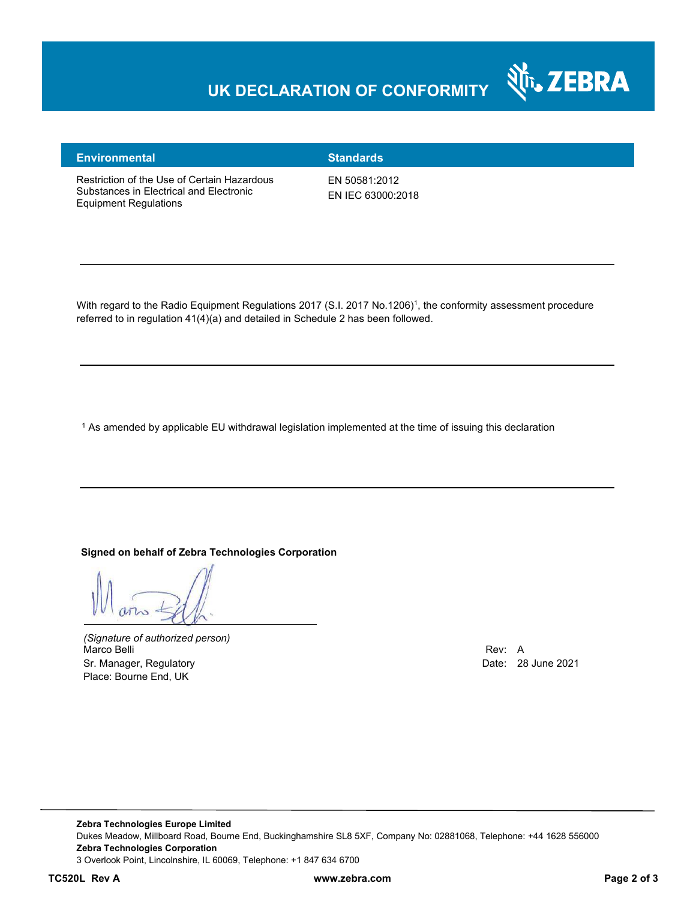# UK DECLARATION OF CONFORMITY

| Environmental | Standards |
| --- | --- |
| Restriction of the Use of Certain Hazardous Substances in Electrical and Electronic Equipment Regulations | EN 50581:2012<br>EN IEC 63000:2018 |

---

With regard to the Radio Equipment Regulations 2017 (S.I. 2017 No.1206)[1], the conformity assessment procedure referred to in regulation 41(4)(a) and detailed in Schedule 2 has been followed.

---

[1] As amended by applicable EU withdrawal legislation implemented at the time of issuing this declaration

---

**Signed on behalf of Zebra Technologies Corporation**

*(Signature of authorized person)*
Marco Belli
Sr. Manager, Regulatory
Place: Bourne End, UK

Rev: A
Date: 28 June 2021

**Zebra Technologies Europe Limited**
Dukes Meadow, Millboard Road, Bourne End, Buckinghamshire SL8 5XF, Company No: 02881068, Telephone: +44 1628 556000
**Zebra Technologies Corporation**
3 Overlook Point, Lincolnshire, IL 60069, Telephone: +1 847 634 6700

**TC520L Rev A** **www.zebra.com**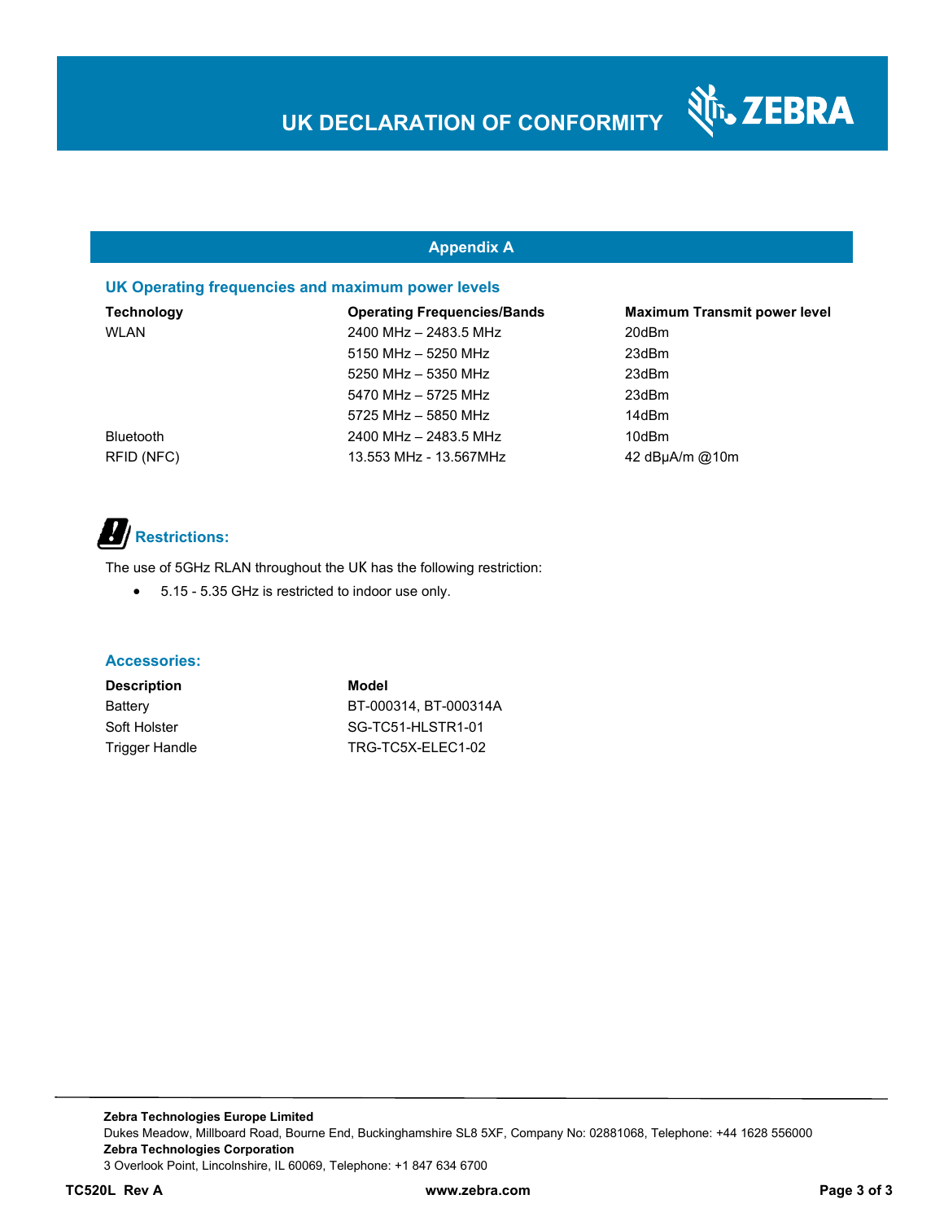## Appendix A

### UK Operating frequencies and maximum power levels

| Technology | Operating Frequencies/Bands | Maximum Transmit power level |
|---|---|---|
| WLAN | 2400 MHz – 2483.5 MHz | 20dBm |
| | 5150 MHz – 5250 MHz | 23dBm |
| | 5250 MHz – 5350 MHz | 23dBm |
| | 5470 MHz – 5725 MHz | 23dBm |
| | 5725 MHz – 5850 MHz | 14dBm |
| Bluetooth | 2400 MHz – 2483.5 MHz | 10dBm |
| RFID (NFC) | 13.553 MHz - 13.567MHz | 42 dBµA/m @10m |

### Restrictions:

The use of 5GHz RLAN throughout the UK has the following restriction:

- 5.15 - 5.35 GHz is restricted to indoor use only.

### Accessories:

| Description | Model |
|---|---|
| Battery | BT-000314, BT-000314A |
| Soft Holster | SG-TC51-HLSTR1-01 |
| Trigger Handle | TRG-TC5X-ELEC1-02 |

**Zebra Technologies Europe Limited**
Dukes Meadow, Millboard Road, Bourne End, Buckinghamshire SL8 5XF, Company No: 02881068, Telephone: +44 1628 556000
**Zebra Technologies Corporation**
3 Overlook Point, Lincolnshire, IL 60069, Telephone: +1 847 634 6700

**TC520L Rev A** **www.zebra.com**